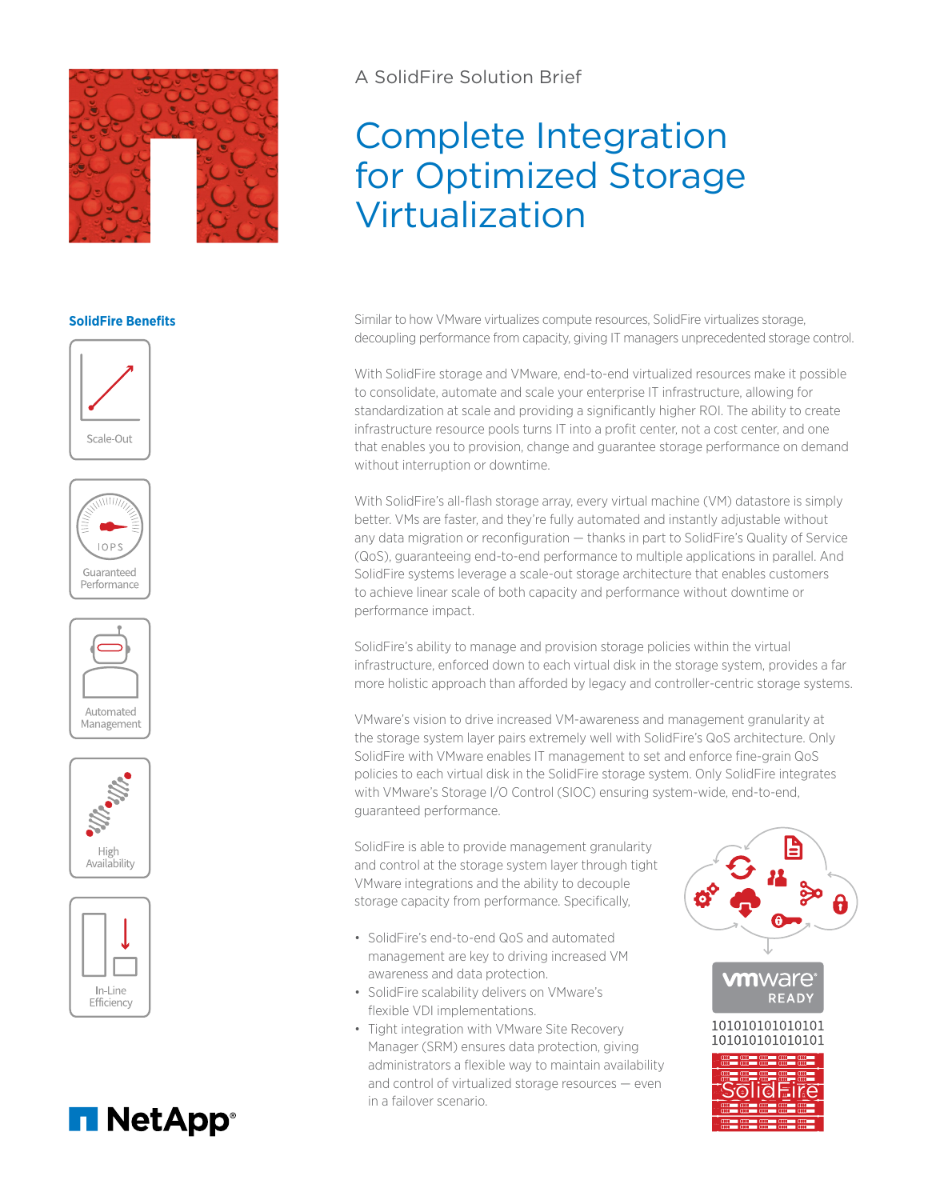A SolidFire Solution Brief

# Complete Integration for Optimized Storage Virtualization

**SolidFire Benefits**

Scale-Out

Guaranteed Performance

Automated Management

High Availability

In-Line Efficiency

Similar to how VMware virtualizes compute resources, SolidFire virtualizes storage, decoupling performance from capacity, giving IT managers unprecedented storage control.

With SolidFire storage and VMware, end-to-end virtualized resources make it possible to consolidate, automate and scale your enterprise IT infrastructure, allowing for standardization at scale and providing a significantly higher ROI. The ability to create infrastructure resource pools turns IT into a profit center, not a cost center, and one that enables you to provision, change and guarantee storage performance on demand without interruption or downtime.

With SolidFire's all-flash storage array, every virtual machine (VM) datastore is simply better. VMs are faster, and they're fully automated and instantly adjustable without any data migration or reconfiguration — thanks in part to SolidFire's Quality of Service (QoS), guaranteeing end-to-end performance to multiple applications in parallel. And SolidFire systems leverage a scale-out storage architecture that enables customers to achieve linear scale of both capacity and performance without downtime or performance impact.

SolidFire's ability to manage and provision storage policies within the virtual infrastructure, enforced down to each virtual disk in the storage system, provides a far more holistic approach than afforded by legacy and controller-centric storage systems.

VMware's vision to drive increased VM-awareness and management granularity at the storage system layer pairs extremely well with SolidFire's QoS architecture. Only SolidFire with VMware enables IT management to set and enforce fine-grain QoS policies to each virtual disk in the SolidFire storage system. Only SolidFire integrates with VMware's Storage I/O Control (SIOC) ensuring system-wide, end-to-end, guaranteed performance.

SolidFire is able to provide management granularity and control at the storage system layer through tight VMware integrations and the ability to decouple storage capacity from performance. Specifically,

- SolidFire's end-to-end QoS and automated management are key to driving increased VM awareness and data protection.
- SolidFire scalability delivers on VMware's flexible VDI implementations.
- Tight integration with VMware Site Recovery Manager (SRM) ensures data protection, giving administrators a flexible way to maintain availability and control of virtualized storage resources — even in a failover scenario.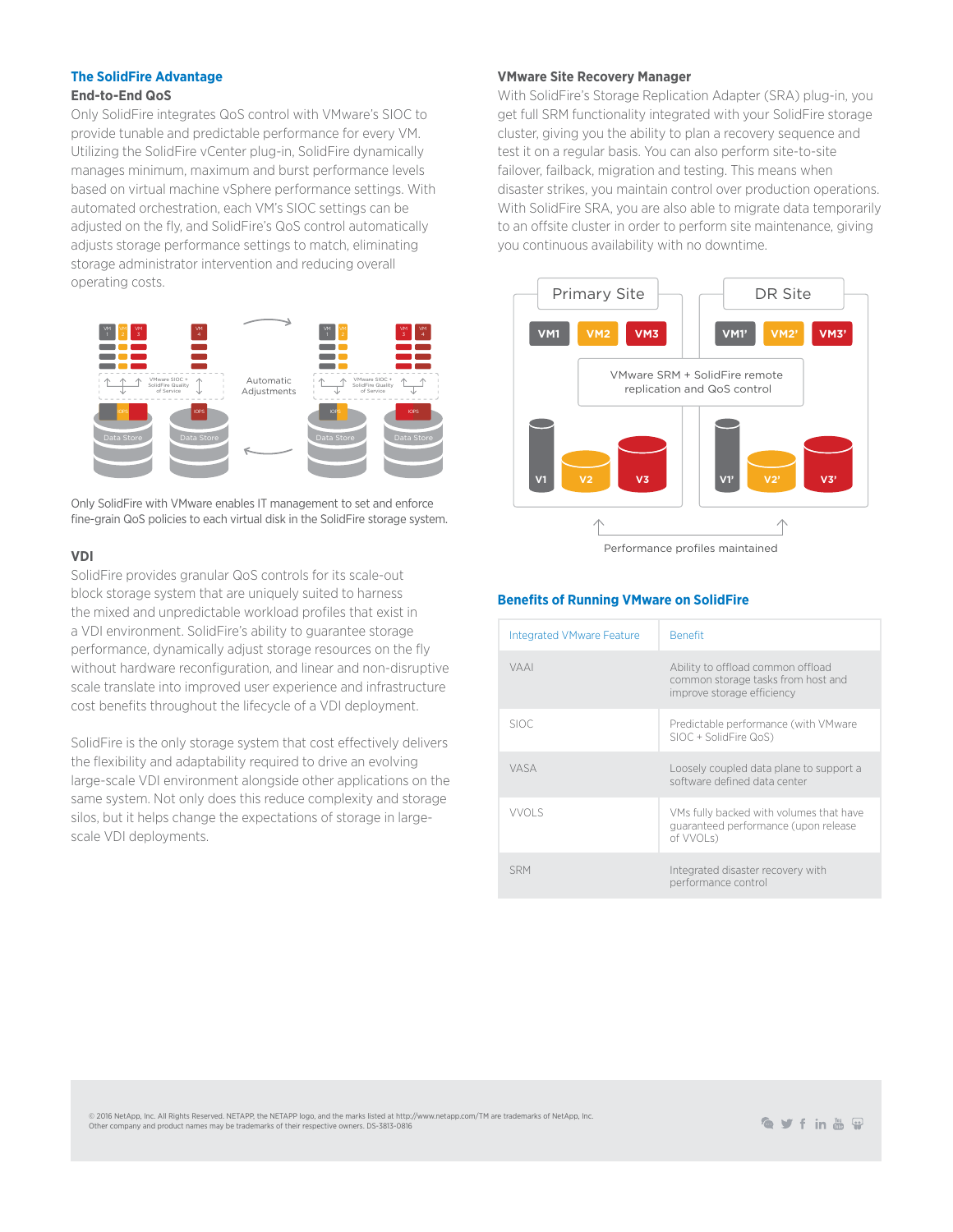## The SolidFire Advantage

### End-to-End QoS

Only SolidFire integrates QoS control with VMware's SIOC to provide tunable and predictable performance for every VM. Utilizing the SolidFire vCenter plug-in, SolidFire dynamically manages minimum, maximum and burst performance levels based on virtual machine vSphere performance settings. With automated orchestration, each VM's SIOC settings can be adjusted on the fly, and SolidFire's QoS control automatically adjusts storage performance settings to match, eliminating storage administrator intervention and reducing overall operating costs.

VM 1
VM 2
VM 3
VM 4
VMware SIOC + SolidFire Quality of Service
IOPS
Data Store
Automatic Adjustments

Only SolidFire with VMware enables IT management to set and enforce fine-grain QoS policies to each virtual disk in the SolidFire storage system.

### VDI

SolidFire provides granular QoS controls for its scale-out block storage system that are uniquely suited to harness the mixed and unpredictable workload profiles that exist in a VDI environment. SolidFire's ability to guarantee storage performance, dynamically adjust storage resources on the fly without hardware reconfiguration, and linear and non-disruptive scale translate into improved user experience and infrastructure cost benefits throughout the lifecycle of a VDI deployment.

SolidFire is the only storage system that cost effectively delivers the flexibility and adaptability required to drive an evolving large-scale VDI environment alongside other applications on the same system. Not only does this reduce complexity and storage silos, but it helps change the expectations of storage in large-scale VDI deployments.

### VMware Site Recovery Manager

With SolidFire's Storage Replication Adapter (SRA) plug-in, you get full SRM functionality integrated with your SolidFire storage cluster, giving you the ability to plan a recovery sequence and test it on a regular basis. You can also perform site-to-site failover, failback, migration and testing. This means when disaster strikes, you maintain control over production operations. With SolidFire SRA, you are also able to migrate data temporarily to an offsite cluster in order to perform site maintenance, giving you continuous availability with no downtime.

Primary Site
VM1 VM2 VM3
V1 V2 V3
DR Site
VM1' VM2' VM3'
V1' V2' V3'
VMware SRM + SolidFire remote replication and QoS control
Performance profiles maintained

## Benefits of Running VMware on SolidFire

| Integrated VMware Feature | Benefit |
|---|---|
| VAAI | Ability to offload common offload common storage tasks from host and improve storage efficiency |
| SIOC | Predictable performance (with VMware SIOC + SolidFire QoS) |
| VASA | Loosely coupled data plane to support a software defined data center |
| VVOLS | VMs fully backed with volumes that have guaranteed performance (upon release of VVOLs) |
| SRM | Integrated disaster recovery with performance control |

© 2016 NetApp, Inc. All Rights Reserved. NETAPP, the NETAPP logo, and the marks listed at http://www.netapp.com/TM are trademarks of NetApp, Inc. Other company and product names may be trademarks of their respective owners. DS-3813-0816